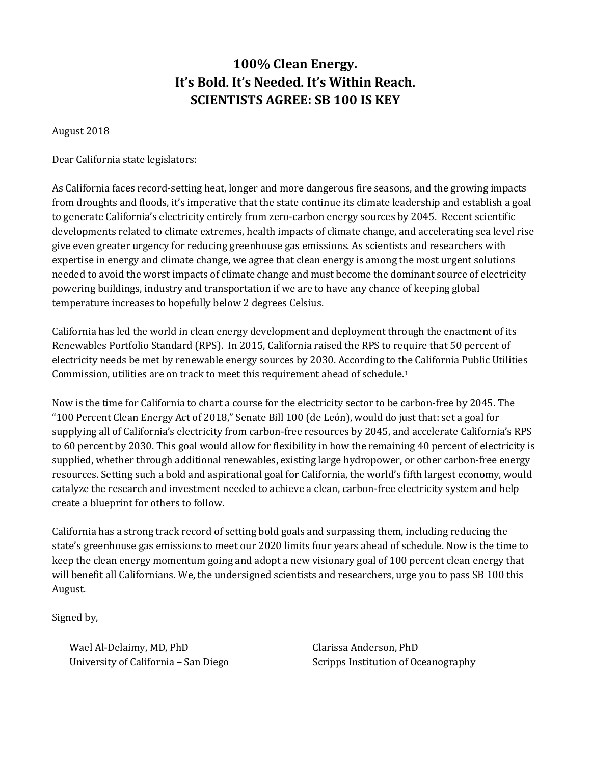# 100% Clean Energy.
# It's Bold. It's Needed. It's Within Reach.
# SCIENTISTS AGREE: SB 100 IS KEY

August 2018

Dear California state legislators:

As California faces record-setting heat, longer and more dangerous fire seasons, and the growing impacts from droughts and floods, it's imperative that the state continue its climate leadership and establish a goal to generate California's electricity entirely from zero-carbon energy sources by 2045. Recent scientific developments related to climate extremes, health impacts of climate change, and accelerating sea level rise give even greater urgency for reducing greenhouse gas emissions. As scientists and researchers with expertise in energy and climate change, we agree that clean energy is among the most urgent solutions needed to avoid the worst impacts of climate change and must become the dominant source of electricity powering buildings, industry and transportation if we are to have any chance of keeping global temperature increases to hopefully below 2 degrees Celsius.

California has led the world in clean energy development and deployment through the enactment of its Renewables Portfolio Standard (RPS). In 2015, California raised the RPS to require that 50 percent of electricity needs be met by renewable energy sources by 2030. According to the California Public Utilities Commission, utilities are on track to meet this requirement ahead of schedule.[1]

Now is the time for California to chart a course for the electricity sector to be carbon-free by 2045. The "100 Percent Clean Energy Act of 2018," Senate Bill 100 (de León), would do just that: set a goal for supplying all of California's electricity from carbon-free resources by 2045, and accelerate California's RPS to 60 percent by 2030. This goal would allow for flexibility in how the remaining 40 percent of electricity is supplied, whether through additional renewables, existing large hydropower, or other carbon-free energy resources. Setting such a bold and aspirational goal for California, the world's fifth largest economy, would catalyze the research and investment needed to achieve a clean, carbon-free electricity system and help create a blueprint for others to follow.

California has a strong track record of setting bold goals and surpassing them, including reducing the state's greenhouse gas emissions to meet our 2020 limits four years ahead of schedule. Now is the time to keep the clean energy momentum going and adopt a new visionary goal of 100 percent clean energy that will benefit all Californians. We, the undersigned scientists and researchers, urge you to pass SB 100 this August.

Signed by,

Wael Al-Delaimy, MD, PhD
University of California – San Diego

Clarissa Anderson, PhD
Scripps Institution of Oceanography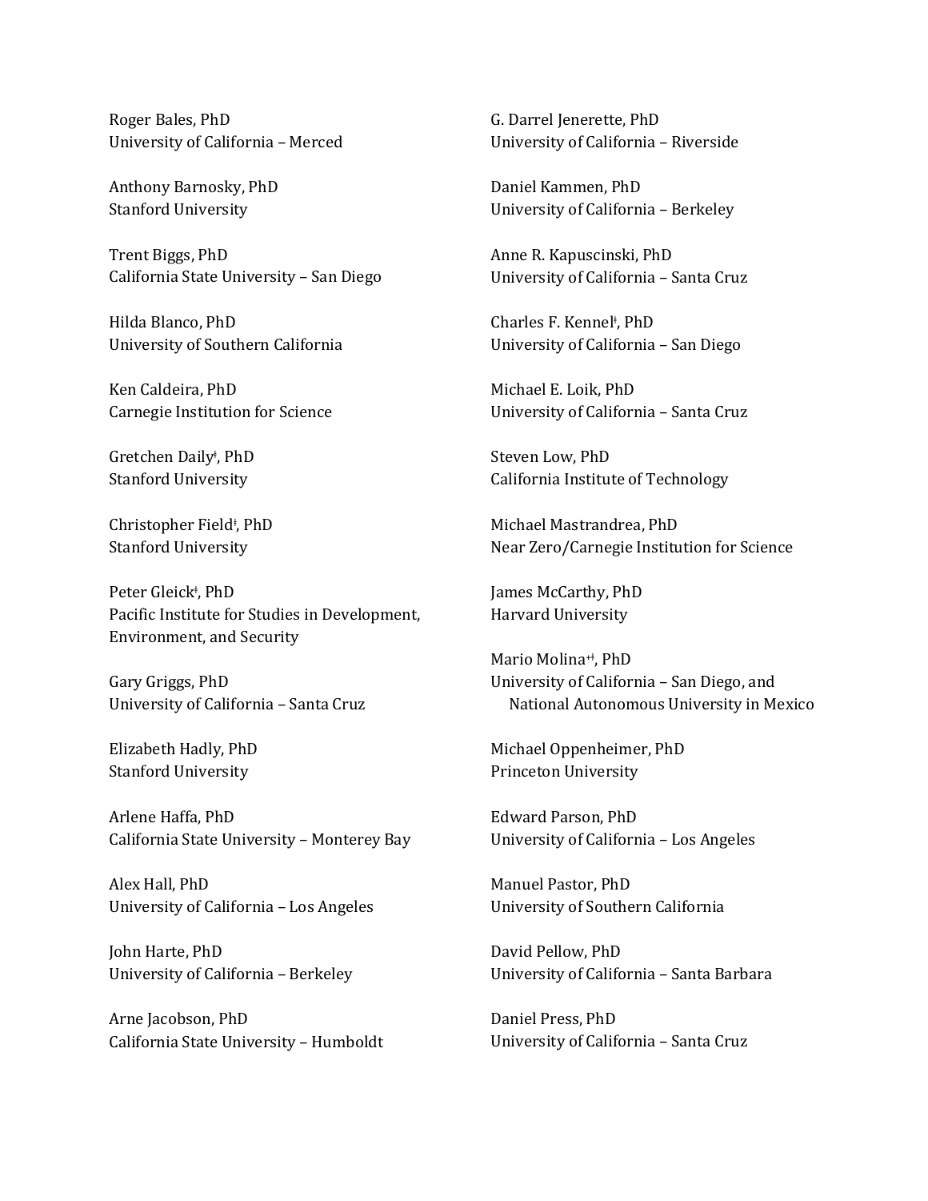Roger Bales, PhD
University of California – Merced

Anthony Barnosky, PhD
Stanford University

Trent Biggs, PhD
California State University – San Diego

Hilda Blanco, PhD
University of Southern California

Ken Caldeira, PhD
Carnegie Institution for Science

Gretchen Daily[ǂ], PhD
Stanford University

Christopher Field[ǂ], PhD
Stanford University

Peter Gleick[ǂ], PhD
Pacific Institute for Studies in Development, Environment, and Security

Gary Griggs, PhD
University of California – Santa Cruz

Elizabeth Hadly, PhD
Stanford University

Arlene Haffa, PhD
California State University – Monterey Bay

Alex Hall, PhD
University of California – Los Angeles

John Harte, PhD
University of California – Berkeley

Arne Jacobson, PhD
California State University – Humboldt

G. Darrel Jenerette, PhD
University of California – Riverside

Daniel Kammen, PhD
University of California – Berkeley

Anne R. Kapuscinski, PhD
University of California – Santa Cruz

Charles F. Kennel[ǂ], PhD
University of California – San Diego

Michael E. Loik, PhD
University of California – Santa Cruz

Steven Low, PhD
California Institute of Technology

Michael Mastrandrea, PhD
Near Zero/Carnegie Institution for Science

James McCarthy, PhD
Harvard University

Mario Molina[+ǂ], PhD
University of California – San Diego, and National Autonomous University in Mexico

Michael Oppenheimer, PhD
Princeton University

Edward Parson, PhD
University of California – Los Angeles

Manuel Pastor, PhD
University of Southern California

David Pellow, PhD
University of California – Santa Barbara

Daniel Press, PhD
University of California – Santa Cruz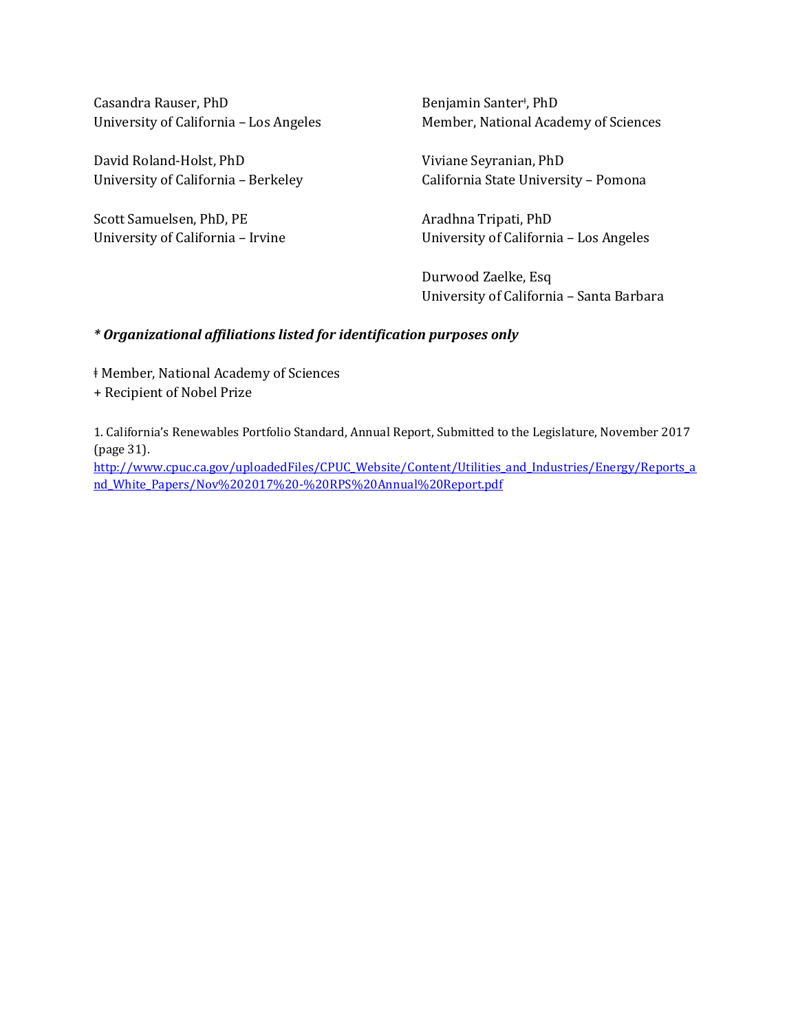Casandra Rauser, PhD
University of California – Los Angeles

David Roland-Holst, PhD
University of California – Berkeley

Scott Samuelsen, PhD, PE
University of California – Irvine

Benjamin Santer[ǂ], PhD
Member, National Academy of Sciences

Viviane Seyranian, PhD
California State University – Pomona

Aradhna Tripati, PhD
University of California – Los Angeles

Durwood Zaelke, Esq
University of California – Santa Barbara

***\* Organizational affiliations listed for identification purposes only***

ǂ Member, National Academy of Sciences
+ Recipient of Nobel Prize

1. California's Renewables Portfolio Standard, Annual Report, Submitted to the Legislature, November 2017 (page 31). http://www.cpuc.ca.gov/uploadedFiles/CPUC_Website/Content/Utilities_and_Industries/Energy/Reports_and_White_Papers/Nov%202017%20-%20RPS%20Annual%20Report.pdf